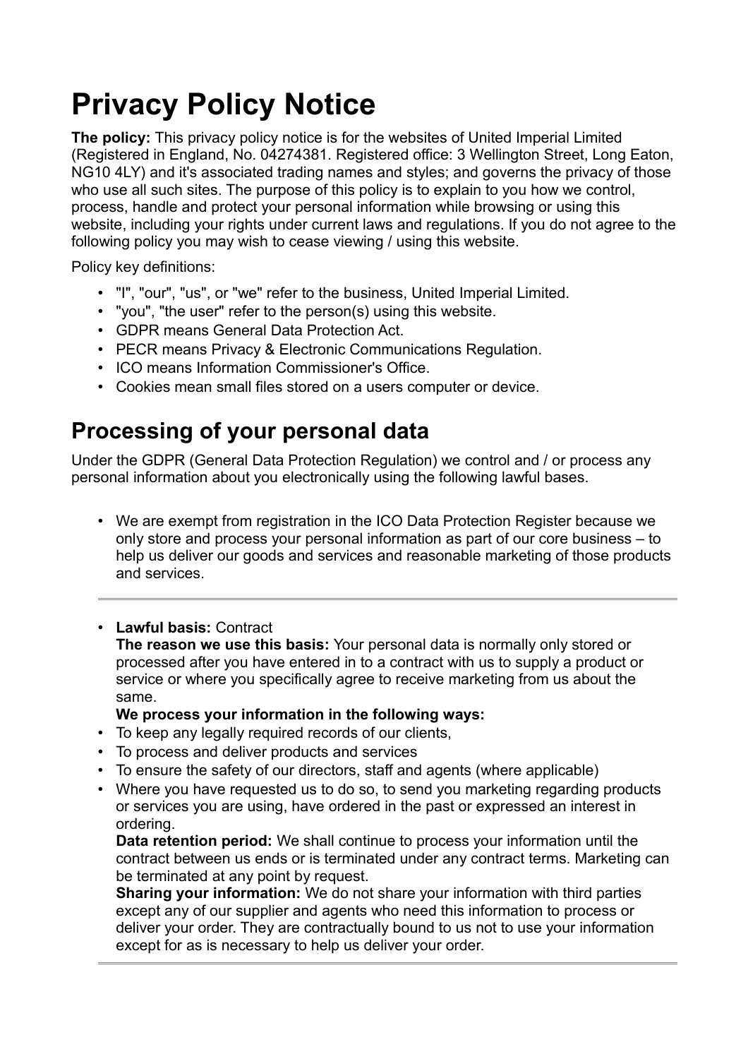# Privacy Policy Notice

**The policy:** This privacy policy notice is for the websites of United Imperial Limited (Registered in England, No. 04274381. Registered office: 3 Wellington Street, Long Eaton, NG10 4LY) and it's associated trading names and styles; and governs the privacy of those who use all such sites. The purpose of this policy is to explain to you how we control, process, handle and protect your personal information while browsing or using this website, including your rights under current laws and regulations. If you do not agree to the following policy you may wish to cease viewing / using this website.

Policy key definitions:

- "I", "our", "us", or "we" refer to the business, United Imperial Limited.
- "you", "the user" refer to the person(s) using this website.
- GDPR means General Data Protection Act.
- PECR means Privacy & Electronic Communications Regulation.
- ICO means Information Commissioner's Office.
- Cookies mean small files stored on a users computer or device.

## Processing of your personal data

Under the GDPR (General Data Protection Regulation) we control and / or process any personal information about you electronically using the following lawful bases.

- We are exempt from registration in the ICO Data Protection Register because we only store and process your personal information as part of our core business – to help us deliver our goods and services and reasonable marketing of those products and services.

---

- **Lawful basis:** Contract
  **The reason we use this basis:** Your personal data is normally only stored or processed after you have entered in to a contract with us to supply a product or service or where you specifically agree to receive marketing from us about the same.
  **We process your information in the following ways:**
- To keep any legally required records of our clients,
- To process and deliver products and services
- To ensure the safety of our directors, staff and agents (where applicable)
- Where you have requested us to do so, to send you marketing regarding products or services you are using, have ordered in the past or expressed an interest in ordering.
  **Data retention period:** We shall continue to process your information until the contract between us ends or is terminated under any contract terms. Marketing can be terminated at any point by request.
  **Sharing your information:** We do not share your information with third parties except any of our supplier and agents who need this information to process or deliver your order. They are contractually bound to us not to use your information except for as is necessary to help us deliver your order.

---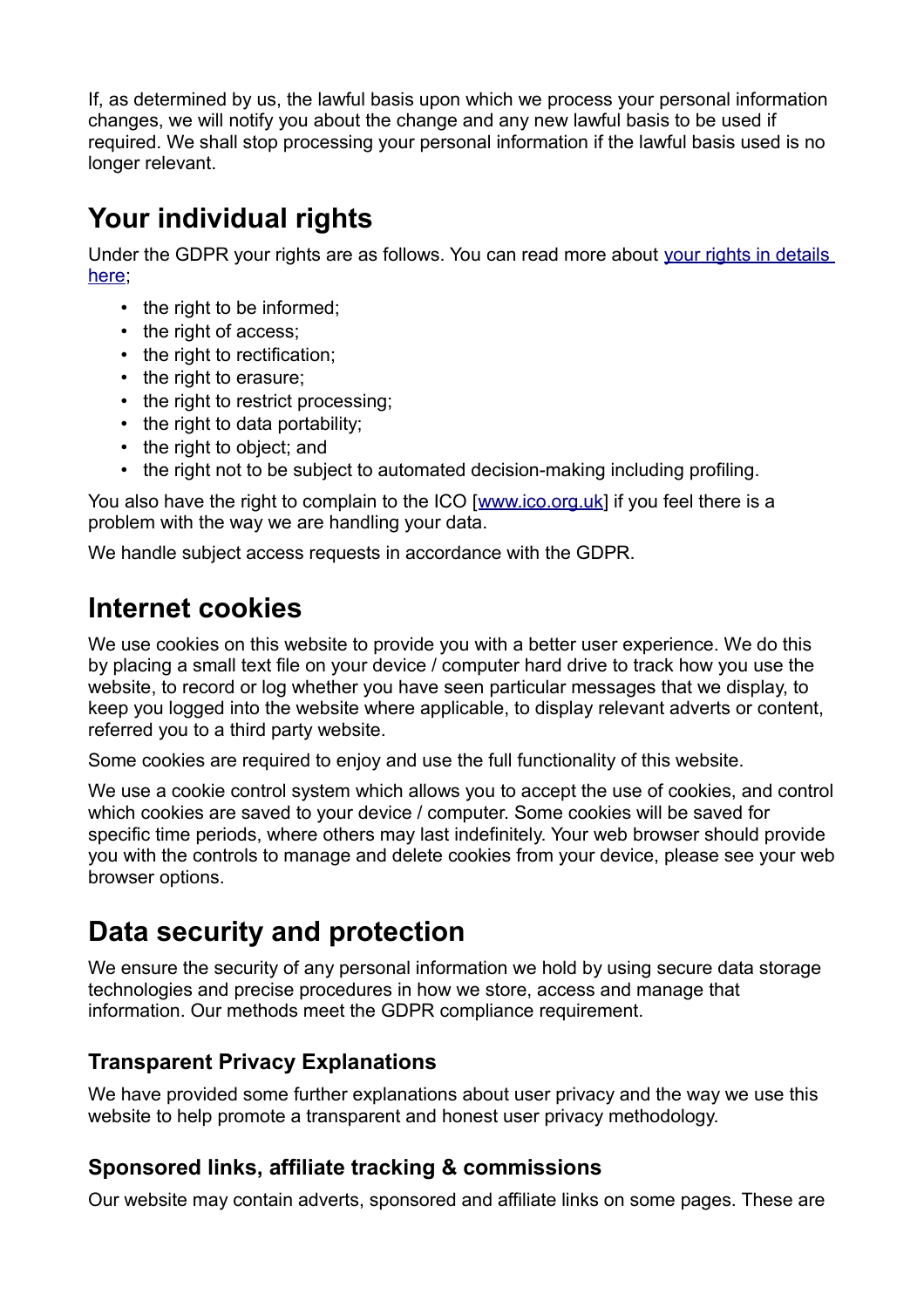If, as determined by us, the lawful basis upon which we process your personal information changes, we will notify you about the change and any new lawful basis to be used if required. We shall stop processing your personal information if the lawful basis used is no longer relevant.

# Your individual rights

Under the GDPR your rights are as follows. You can read more about [your rights in details here](#);

- the right to be informed;
- the right of access;
- the right to rectification;
- the right to erasure;
- the right to restrict processing;
- the right to data portability;
- the right to object; and
- the right not to be subject to automated decision-making including profiling.

You also have the right to complain to the ICO [[www.ico.org.uk](http://www.ico.org.uk)] if you feel there is a problem with the way we are handling your data.

We handle subject access requests in accordance with the GDPR.

# Internet cookies

We use cookies on this website to provide you with a better user experience. We do this by placing a small text file on your device / computer hard drive to track how you use the website, to record or log whether you have seen particular messages that we display, to keep you logged into the website where applicable, to display relevant adverts or content, referred you to a third party website.

Some cookies are required to enjoy and use the full functionality of this website.

We use a cookie control system which allows you to accept the use of cookies, and control which cookies are saved to your device / computer. Some cookies will be saved for specific time periods, where others may last indefinitely. Your web browser should provide you with the controls to manage and delete cookies from your device, please see your web browser options.

# Data security and protection

We ensure the security of any personal information we hold by using secure data storage technologies and precise procedures in how we store, access and manage that information. Our methods meet the GDPR compliance requirement.

## Transparent Privacy Explanations

We have provided some further explanations about user privacy and the way we use this website to help promote a transparent and honest user privacy methodology.

## Sponsored links, affiliate tracking & commissions

Our website may contain adverts, sponsored and affiliate links on some pages. These are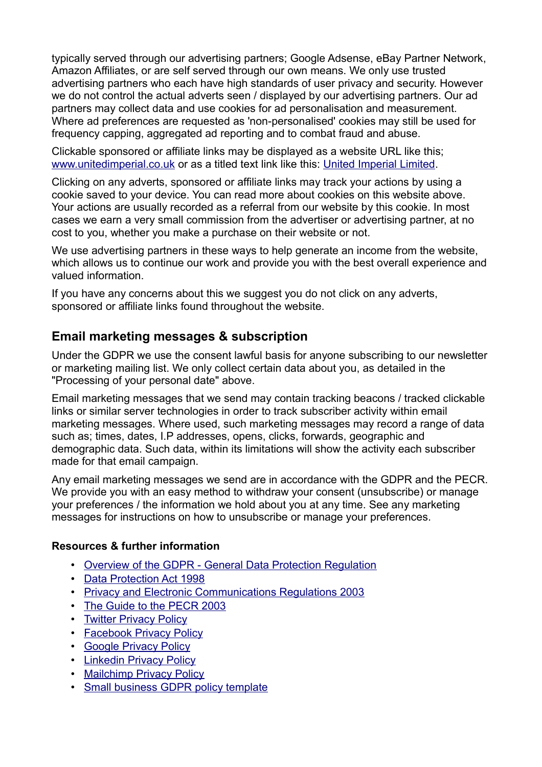typically served through our advertising partners; Google Adsense, eBay Partner Network, Amazon Affiliates, or are self served through our own means. We only use trusted advertising partners who each have high standards of user privacy and security. However we do not control the actual adverts seen / displayed by our advertising partners. Our ad partners may collect data and use cookies for ad personalisation and measurement. Where ad preferences are requested as 'non-personalised' cookies may still be used for frequency capping, aggregated ad reporting and to combat fraud and abuse.

Clickable sponsored or affiliate links may be displayed as a website URL like this; www.unitedimperial.co.uk or as a titled text link like this: United Imperial Limited.

Clicking on any adverts, sponsored or affiliate links may track your actions by using a cookie saved to your device. You can read more about cookies on this website above. Your actions are usually recorded as a referral from our website by this cookie. In most cases we earn a very small commission from the advertiser or advertising partner, at no cost to you, whether you make a purchase on their website or not.

We use advertising partners in these ways to help generate an income from the website, which allows us to continue our work and provide you with the best overall experience and valued information.

If you have any concerns about this we suggest you do not click on any adverts, sponsored or affiliate links found throughout the website.

## Email marketing messages & subscription

Under the GDPR we use the consent lawful basis for anyone subscribing to our newsletter or marketing mailing list. We only collect certain data about you, as detailed in the "Processing of your personal date" above.

Email marketing messages that we send may contain tracking beacons / tracked clickable links or similar server technologies in order to track subscriber activity within email marketing messages. Where used, such marketing messages may record a range of data such as; times, dates, I.P addresses, opens, clicks, forwards, geographic and demographic data. Such data, within its limitations will show the activity each subscriber made for that email campaign.

Any email marketing messages we send are in accordance with the GDPR and the PECR. We provide you with an easy method to withdraw your consent (unsubscribe) or manage your preferences / the information we hold about you at any time. See any marketing messages for instructions on how to unsubscribe or manage your preferences.

#### Resources & further information

- Overview of the GDPR - General Data Protection Regulation
- Data Protection Act 1998
- Privacy and Electronic Communications Regulations 2003
- The Guide to the PECR 2003
- Twitter Privacy Policy
- Facebook Privacy Policy
- Google Privacy Policy
- Linkedin Privacy Policy
- Mailchimp Privacy Policy
- Small business GDPR policy template